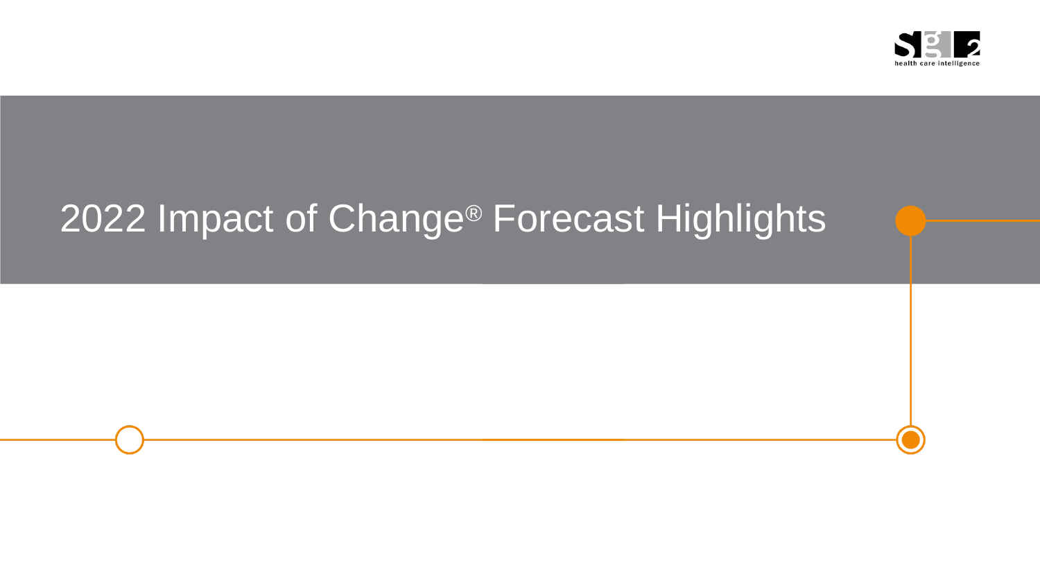sg2 health care intelligence

# 2022 Impact of Change® Forecast Highlights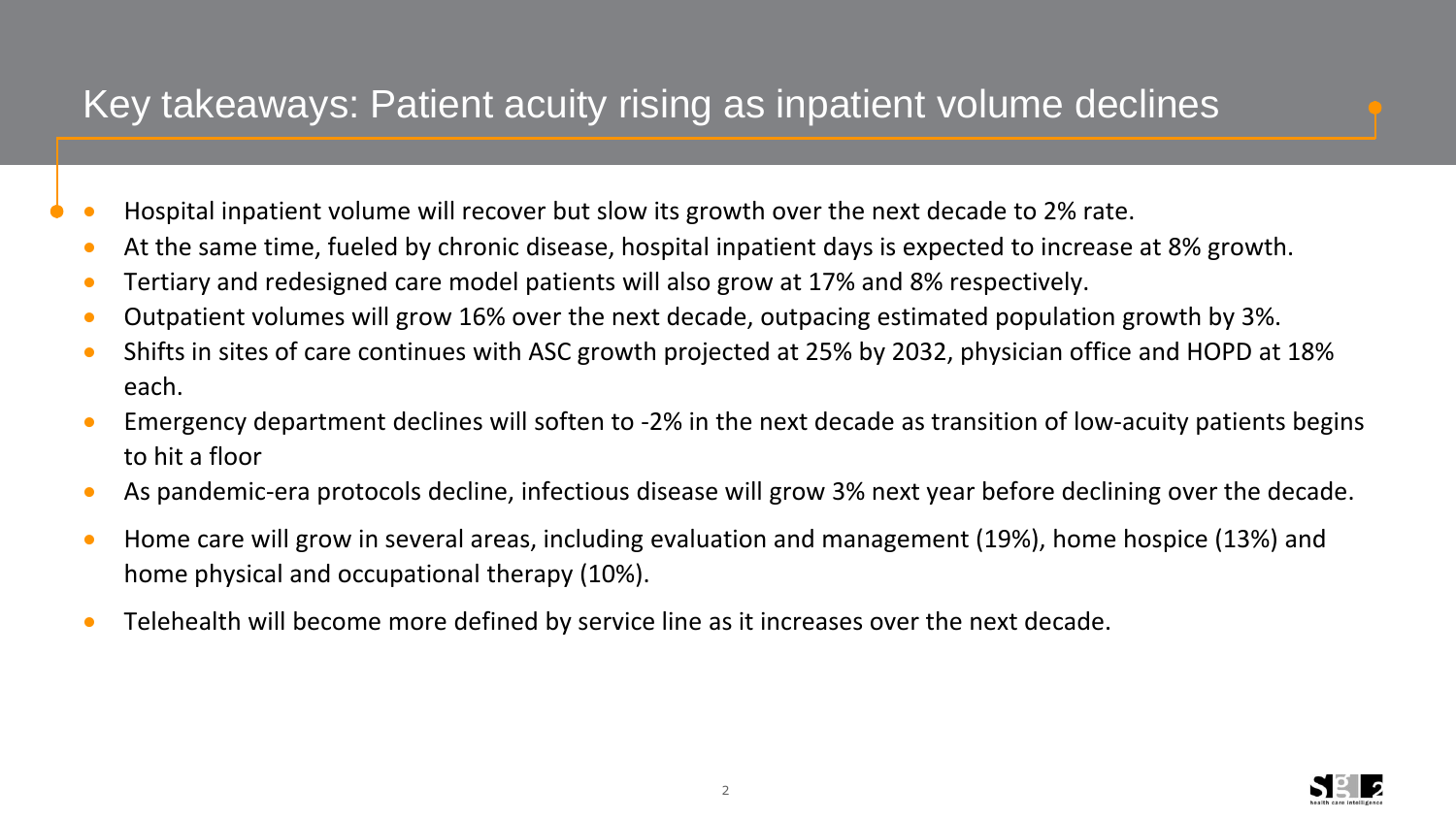# Key takeaways: Patient acuity rising as inpatient volume declines

- Hospital inpatient volume will recover but slow its growth over the next decade to 2% rate.
- At the same time, fueled by chronic disease, hospital inpatient days is expected to increase at 8% growth.
- Tertiary and redesigned care model patients will also grow at 17% and 8% respectively.
- Outpatient volumes will grow 16% over the next decade, outpacing estimated population growth by 3%.
- Shifts in sites of care continues with ASC growth projected at 25% by 2032, physician office and HOPD at 18% each.
- Emergency department declines will soften to -2% in the next decade as transition of low-acuity patients begins to hit a floor
- As pandemic-era protocols decline, infectious disease will grow 3% next year before declining over the decade.
- Home care will grow in several areas, including evaluation and management (19%), home hospice (13%) and home physical and occupational therapy (10%).
- Telehealth will become more defined by service line as it increases over the next decade.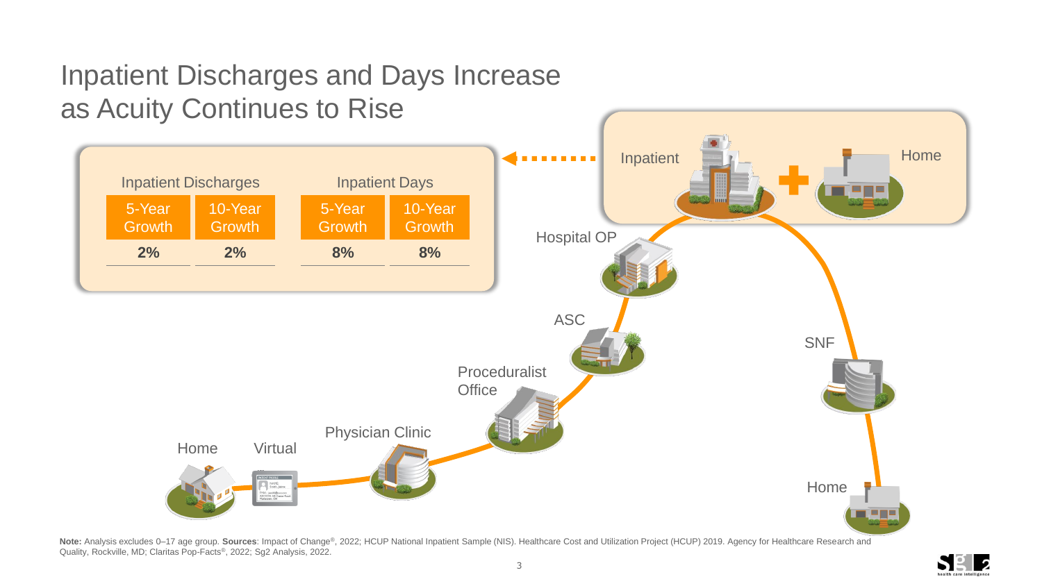# Inpatient Discharges and Days Increase as Acuity Continues to Rise

| Inpatient Discharges | | Inpatient Days | |
|---|---|---|---|
| 5-Year Growth | 10-Year Growth | 5-Year Growth | 10-Year Growth |
| **2%** | **2%** | **8%** | **8%** |

Home → Virtual → Physician Clinic → Proceduralist Office → ASC → Hospital OP → Inpatient + Home → SNF → Home

**Note:** Analysis excludes 0–17 age group. **Sources**: Impact of Change®, 2022; HCUP National Inpatient Sample (NIS). Healthcare Cost and Utilization Project (HCUP) 2019. Agency for Healthcare Research and Quality, Rockville, MD; Claritas Pop-Facts®, 2022; Sg2 Analysis, 2022.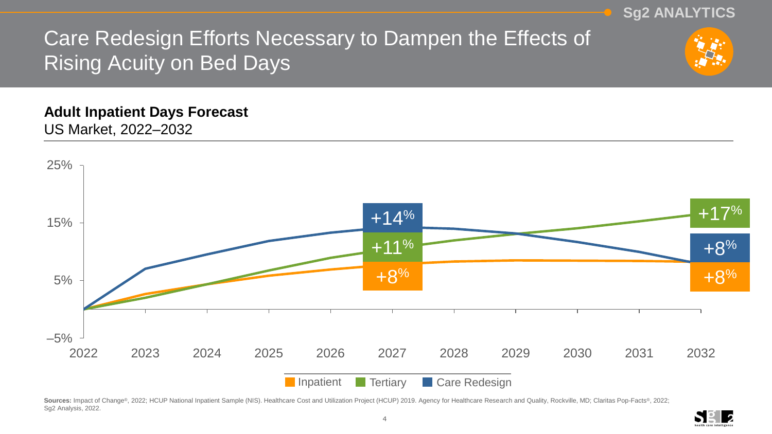# Care Redesign Efforts Necessary to Dampen the Effects of Rising Acuity on Bed Days

**Adult Inpatient Days Forecast**
US Market, 2022–2032

| | 2027 | 2032 |
| --- | --- | --- |
| Care Redesign | +14% | +8% |
| Tertiary | +11% | +17% |
| Inpatient | +8% | +8% |

Inpatient | Tertiary | Care Redesign

**Sources:** Impact of Change®, 2022; HCUP National Inpatient Sample (NIS). Healthcare Cost and Utilization Project (HCUP) 2019. Agency for Healthcare Research and Quality, Rockville, MD; Claritas Pop-Facts®, 2022; Sg2 Analysis, 2022.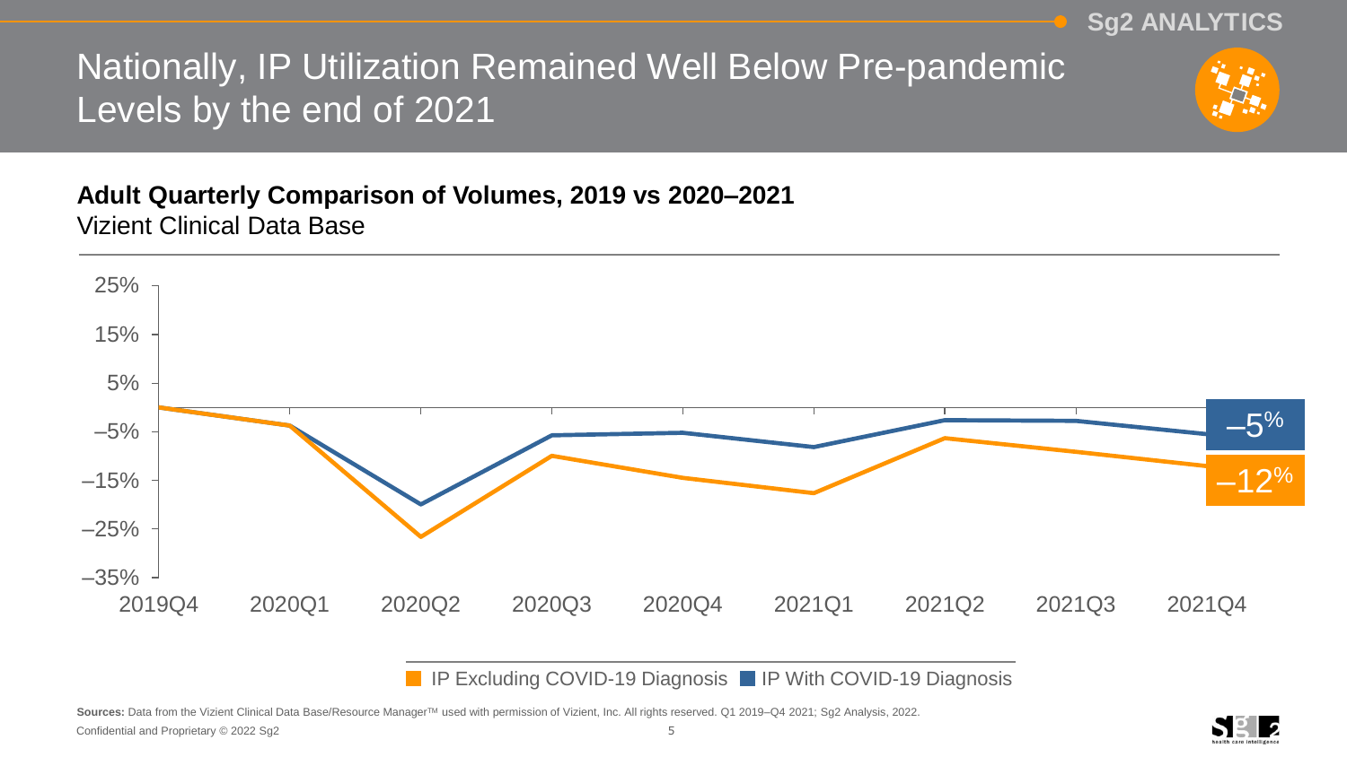# Nationally, IP Utilization Remained Well Below Pre-pandemic Levels by the end of 2021

**Adult Quarterly Comparison of Volumes, 2019 vs 2020–2021**

Vizient Clinical Data Base

25%
15%
5%
–5%
–15%
–25%
–35%

2019Q4 2020Q1 2020Q2 2020Q3 2020Q4 2021Q1 2021Q2 2021Q3 2021Q4

–5%

–12%

IP Excluding COVID-19 Diagnosis IP With COVID-19 Diagnosis

**Sources:** Data from the Vizient Clinical Data Base/Resource Manager™ used with permission of Vizient, Inc. All rights reserved. Q1 2019–Q4 2021; Sg2 Analysis, 2022.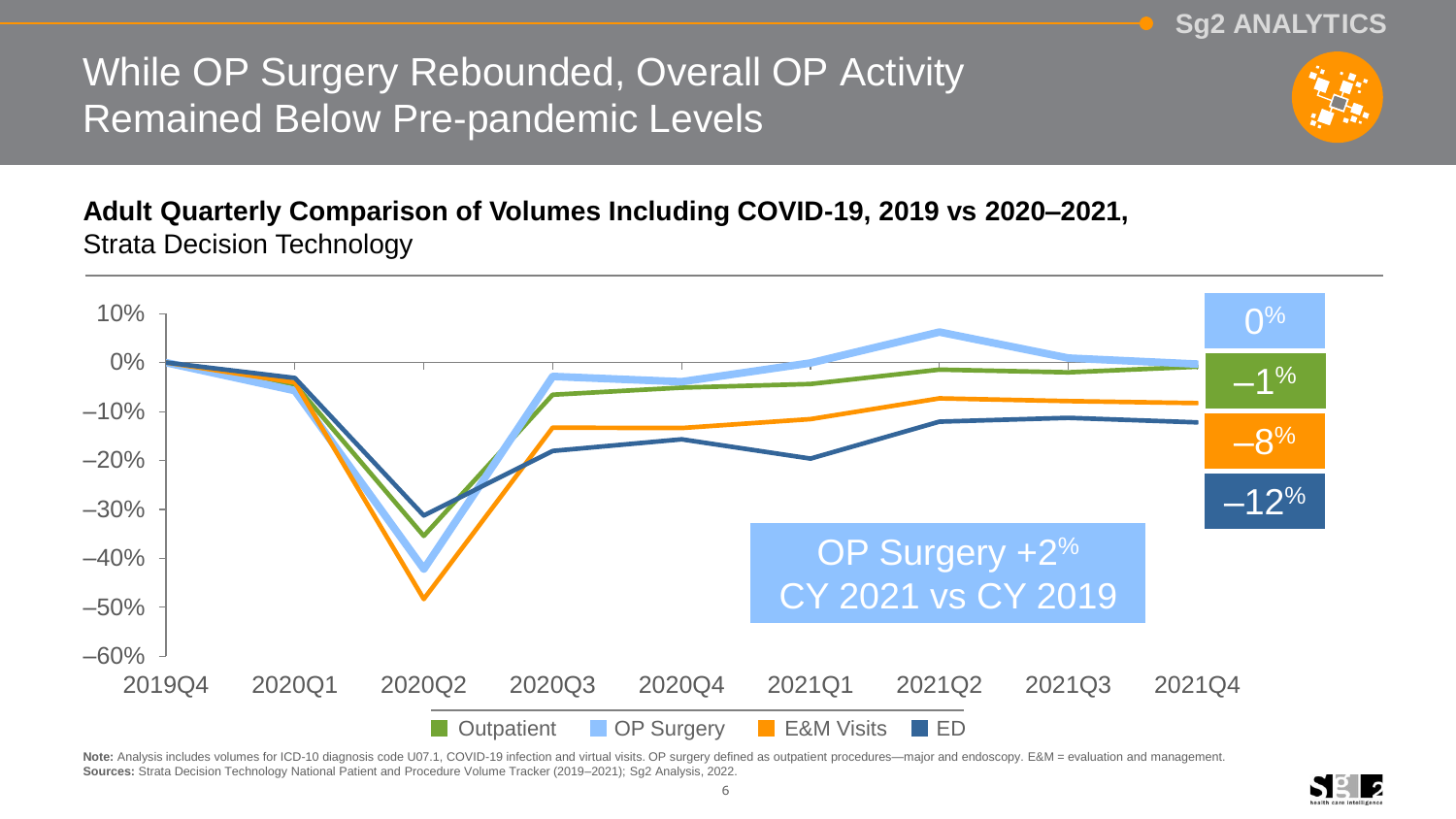# While OP Surgery Rebounded, Overall OP Activity Remained Below Pre-pandemic Levels

**Adult Quarterly Comparison of Volumes Including COVID-19, 2019 vs 2020–2021,**
Strata Decision Technology

OP Surgery +2%
CY 2021 vs CY 2019

| Series | 2021Q4 |
| --- | --- |
| OP Surgery | 0% |
| Outpatient | –1% |
| E&M Visits | –8% |
| ED | –12% |

Legend: Outpatient, OP Surgery, E&M Visits, ED

**Note:** Analysis includes volumes for ICD-10 diagnosis code U07.1, COVID-19 infection and virtual visits. OP surgery defined as outpatient procedures—major and endoscopy. E&M = evaluation and management.
**Sources:** Strata Decision Technology National Patient and Procedure Volume Tracker (2019–2021); Sg2 Analysis, 2022.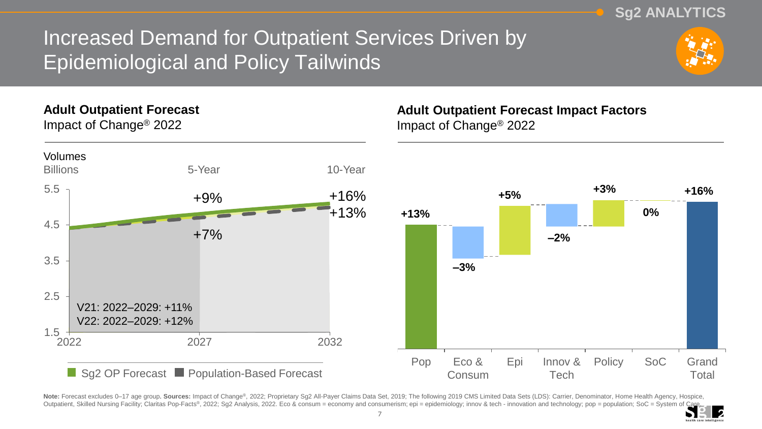# Increased Demand for Outpatient Services Driven by Epidemiological and Policy Tailwinds

**Adult Outpatient Forecast**
Impact of Change® 2022

Volumes
Billions

| | 5-Year | 10-Year |
|---|---|---|
| Sg2 OP Forecast | +9% | +16% |
| Population-Based Forecast | +7% | +13% |

V21: 2022–2029: +11%
V22: 2022–2029: +12%

■ Sg2 OP Forecast ■ Population-Based Forecast

**Adult Outpatient Forecast Impact Factors**
Impact of Change® 2022

| Pop | Eco & Consum | Epi | Innov & Tech | Policy | SoC | Grand Total |
|---|---|---|---|---|---|---|
| +13% | –3% | +5% | –2% | +3% | 0% | +16% |

**Note:** Forecast excludes 0–17 age group. **Sources:** Impact of Change®, 2022; Proprietary Sg2 All-Payer Claims Data Set, 2019; The following 2019 CMS Limited Data Sets (LDS): Carrier, Denominator, Home Health Agency, Hospice, Outpatient, Skilled Nursing Facility; Claritas Pop-Facts®, 2022; Sg2 Analysis, 2022. Eco & consum = economy and consumerism; epi = epidemiology; innov & tech - innovation and technology; pop = population; SoC = System of Care.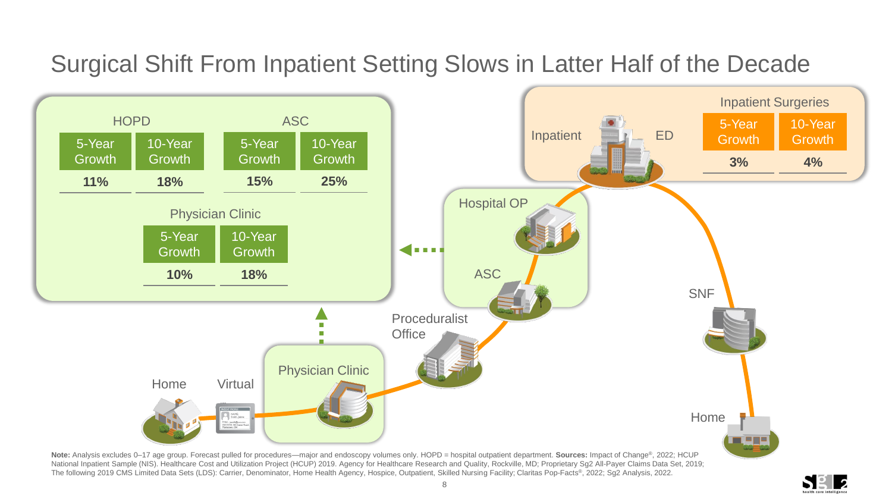# Surgical Shift From Inpatient Setting Slows in Latter Half of the Decade

| | HOPD | | ASC | | Physician Clinic | |
|---|---|---|---|---|---|---|
| | 5-Year Growth | 10-Year Growth | 5-Year Growth | 10-Year Growth | 5-Year Growth | 10-Year Growth |
| | 11% | 18% | 15% | 25% | 10% | 18% |

**Inpatient Surgeries**

| 5-Year Growth | 10-Year Growth |
|---|---|
| 3% | 4% |

Inpatient

ED

Hospital OP

ASC

Proceduralist Office

SNF

Home

Virtual

Physician Clinic

Home

**Note:** Analysis excludes 0–17 age group. Forecast pulled for procedures—major and endoscopy volumes only. HOPD = hospital outpatient department. **Sources:** Impact of Change®, 2022; HCUP National Inpatient Sample (NIS). Healthcare Cost and Utilization Project (HCUP) 2019. Agency for Healthcare Research and Quality, Rockville, MD; Proprietary Sg2 All-Payer Claims Data Set, 2019; The following 2019 CMS Limited Data Sets (LDS): Carrier, Denominator, Home Health Agency, Hospice, Outpatient, Skilled Nursing Facility; Claritas Pop-Facts®, 2022; Sg2 Analysis, 2022.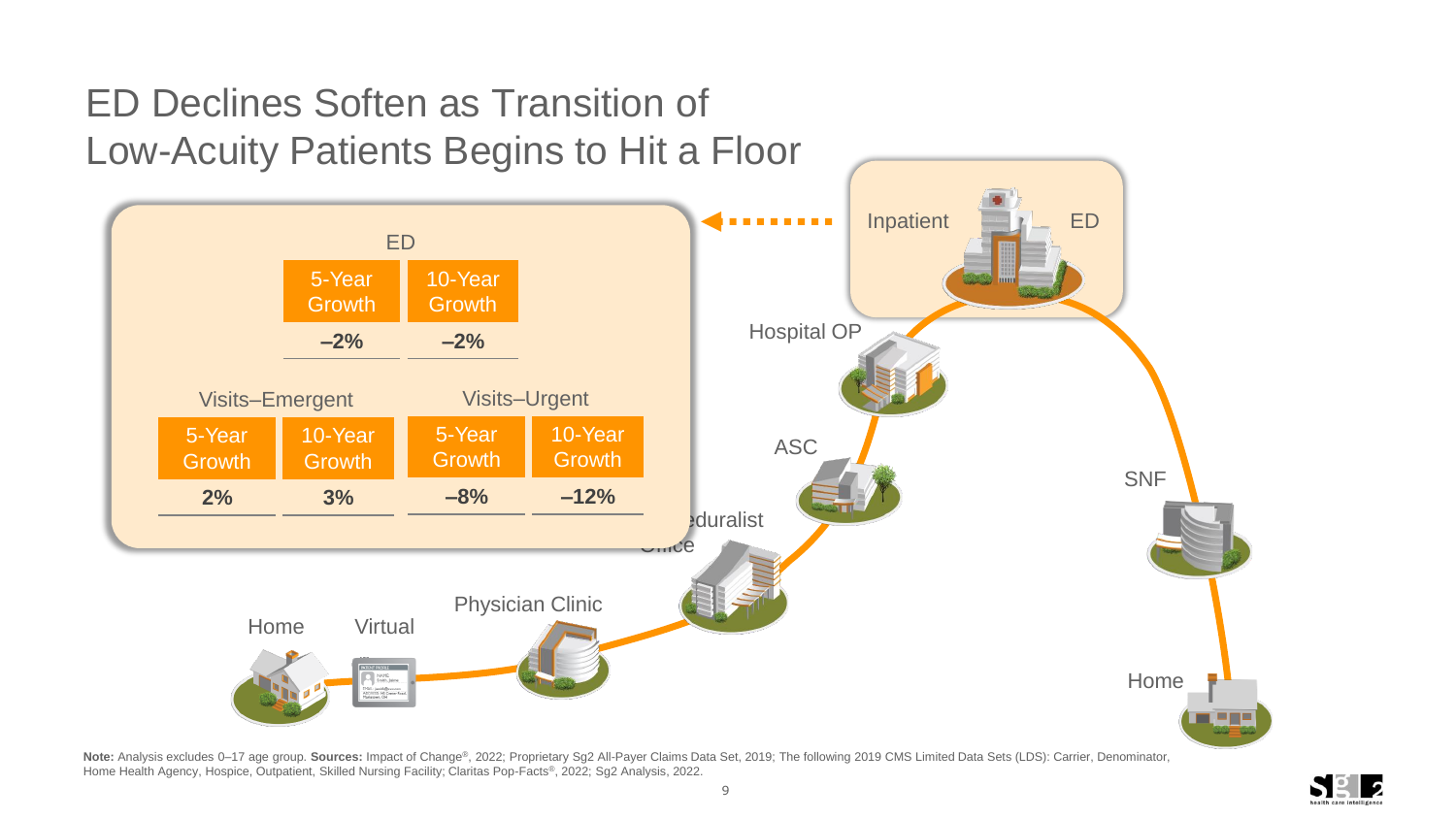# ED Declines Soften as Transition of Low-Acuity Patients Begins to Hit a Floor

**ED**

| 5-Year Growth | 10-Year Growth |
|---|---|
| –2% | –2% |

| Visits–Emergent | | Visits–Urgent | |
|---|---|---|---|
| 5-Year Growth | 10-Year Growth | 5-Year Growth | 10-Year Growth |
| 2% | 3% | –8% | –12% |

Inpatient ED

Hospital OP

ASC

Proceduralist Office

Physician Clinic

Virtual

Home

SNF

Home

**Note:** Analysis excludes 0–17 age group. **Sources:** Impact of Change®, 2022; Proprietary Sg2 All-Payer Claims Data Set, 2019; The following 2019 CMS Limited Data Sets (LDS): Carrier, Denominator, Home Health Agency, Hospice, Outpatient, Skilled Nursing Facility; Claritas Pop-Facts®, 2022; Sg2 Analysis, 2022.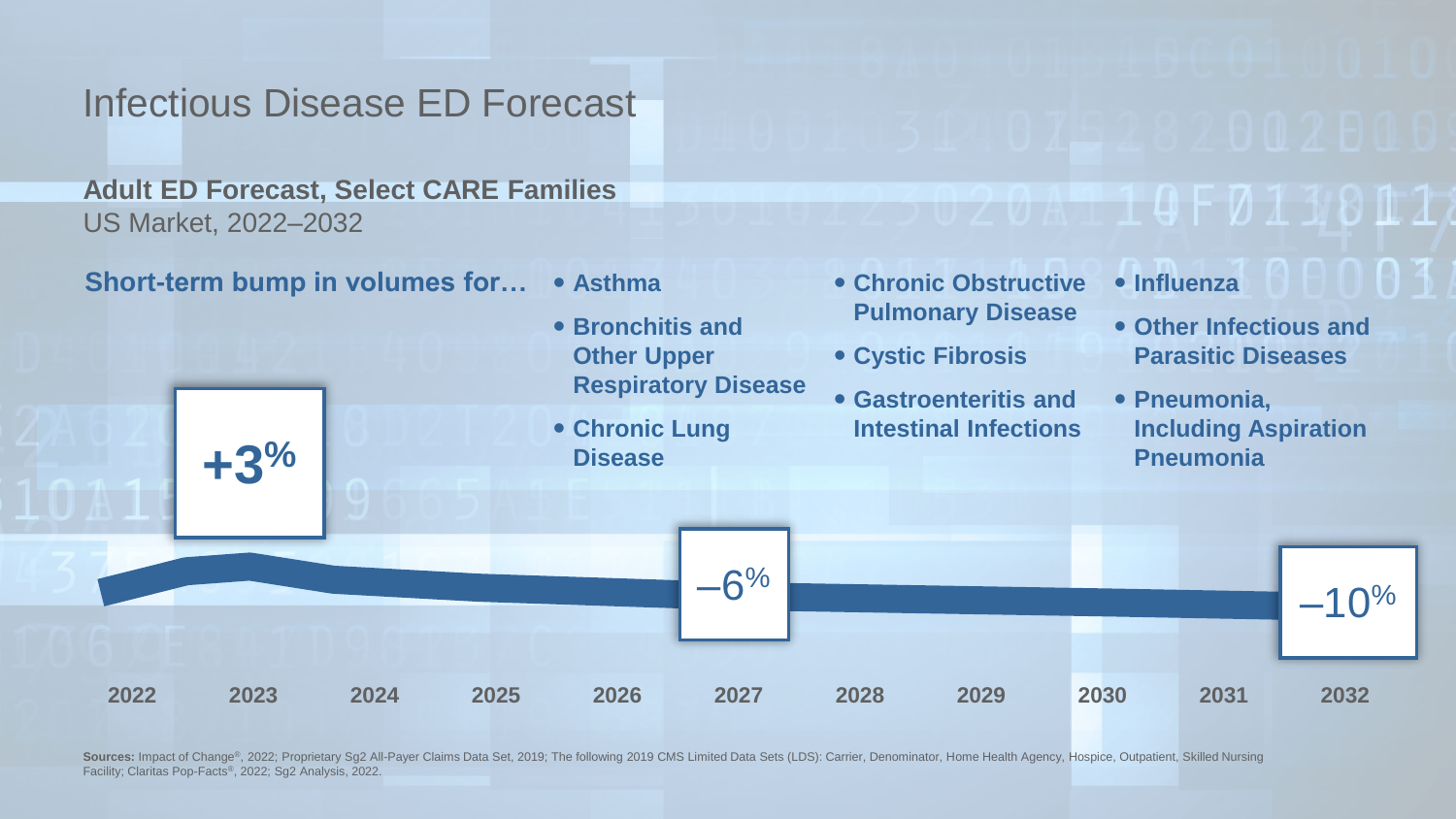# Infectious Disease ED Forecast

**Adult ED Forecast, Select CARE Families**
US Market, 2022–2032

**Short-term bump in volumes for…**

- Asthma
- Bronchitis and Other Upper Respiratory Disease
- Chronic Lung Disease
- Chronic Obstructive Pulmonary Disease
- Cystic Fibrosis
- Gastroenteritis and Intestinal Infections
- Influenza
- Other Infectious and Parasitic Diseases
- Pneumonia, Including Aspiration Pneumonia

+3% (2023)

–6% (2027)

–10% (2032)

2022 2023 2024 2025 2026 2027 2028 2029 2030 2031 2032

**Sources:** Impact of Change®, 2022; Proprietary Sg2 All-Payer Claims Data Set, 2019; The following 2019 CMS Limited Data Sets (LDS): Carrier, Denominator, Home Health Agency, Hospice, Outpatient, Skilled Nursing Facility; Claritas Pop-Facts®, 2022; Sg2 Analysis, 2022.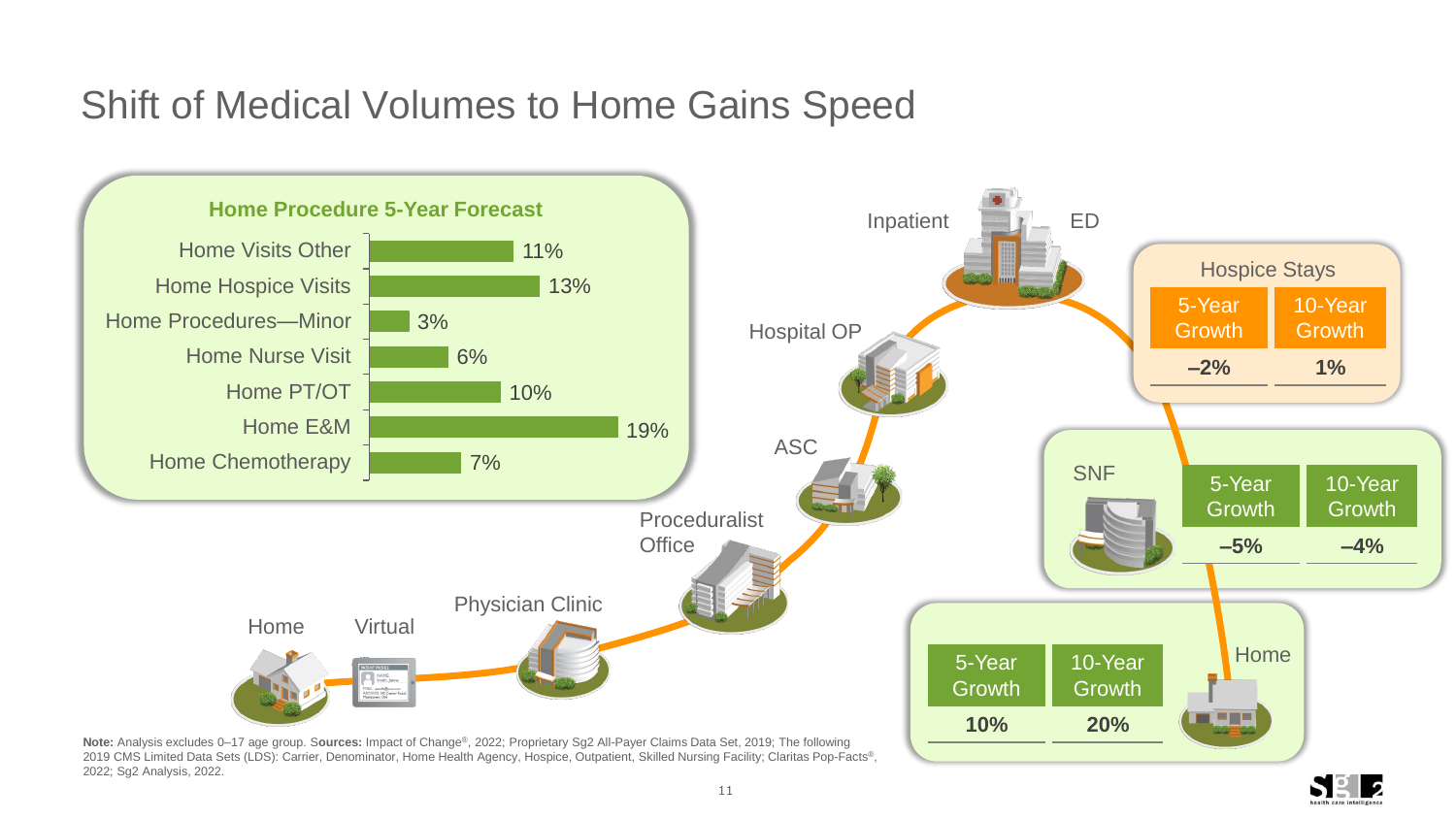# Shift of Medical Volumes to Home Gains Speed

### Home Procedure 5-Year Forecast

| Category | 5-Year Forecast |
| --- | --- |
| Home Visits Other | 11% |
| Home Hospice Visits | 13% |
| Home Procedures—Minor | 3% |
| Home Nurse Visit | 6% |
| Home PT/OT | 10% |
| Home E&M | 19% |
| Home Chemotherapy | 7% |

Inpatient — ED — Hospital OP — ASC — Proceduralist Office — Physician Clinic — Virtual — Home

| Setting | 5-Year Growth | 10-Year Growth |
| --- | --- | --- |
| Hospice Stays | –2% | 1% |
| SNF | –5% | –4% |
| Home | 10% | 20% |

**Note:** Analysis excludes 0–17 age group. **Sources:** Impact of Change®, 2022; Proprietary Sg2 All-Payer Claims Data Set, 2019; The following 2019 CMS Limited Data Sets (LDS): Carrier, Denominator, Home Health Agency, Hospice, Outpatient, Skilled Nursing Facility; Claritas Pop-Facts®, 2022; Sg2 Analysis, 2022.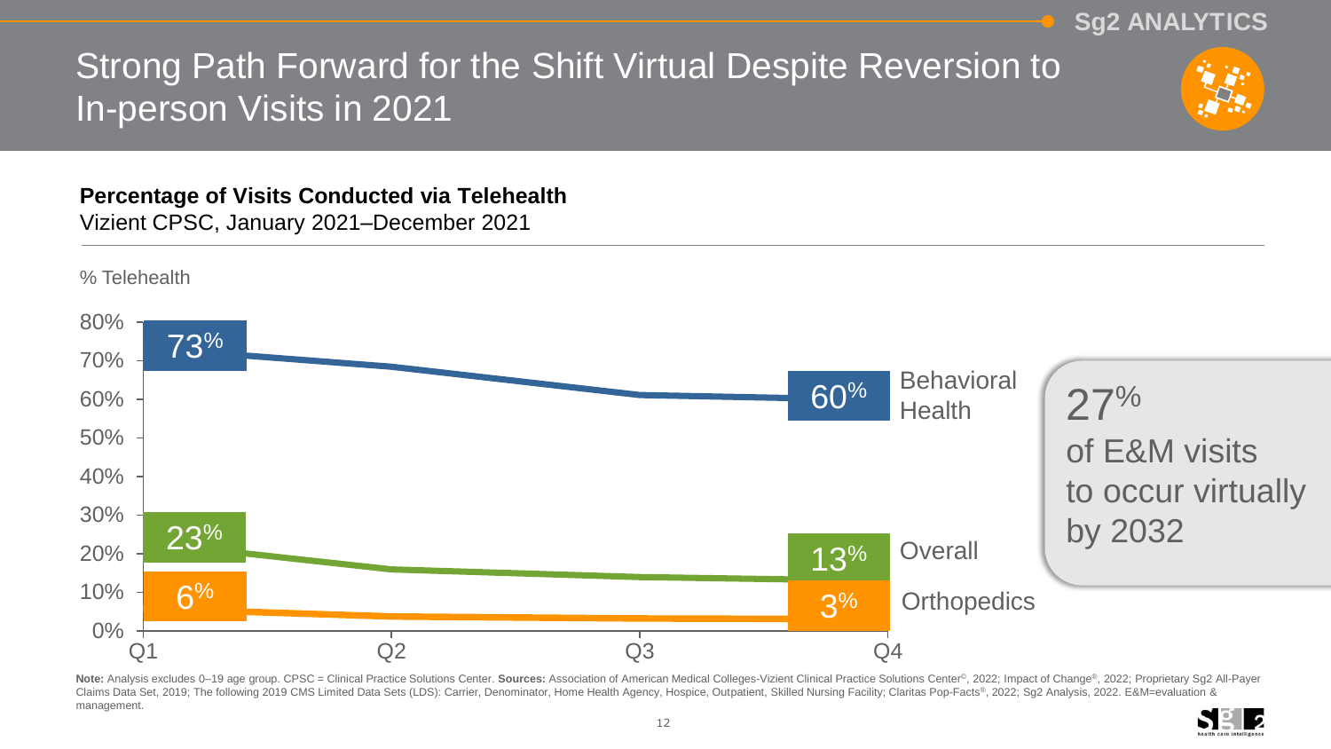# Strong Path Forward for the Shift Virtual Despite Reversion to In-person Visits in 2021

**Percentage of Visits Conducted via Telehealth**

Vizient CPSC, January 2021–December 2021

% Telehealth

| | Q1 | Q4 |
|---|---|---|
| Behavioral Health | 73% | 60% |
| Overall | 23% | 13% |
| Orthopedics | 6% | 3% |

27% of E&M visits to occur virtually by 2032

**Note:** Analysis excludes 0–19 age group. CPSC = Clinical Practice Solutions Center. **Sources:** Association of American Medical Colleges-Vizient Clinical Practice Solutions Center©, 2022; Impact of Change®, 2022; Proprietary Sg2 All-Payer Claims Data Set, 2019; The following 2019 CMS Limited Data Sets (LDS): Carrier, Denominator, Home Health Agency, Hospice, Outpatient, Skilled Nursing Facility; Claritas Pop-Facts®, 2022; Sg2 Analysis, 2022. E&M=evaluation & management.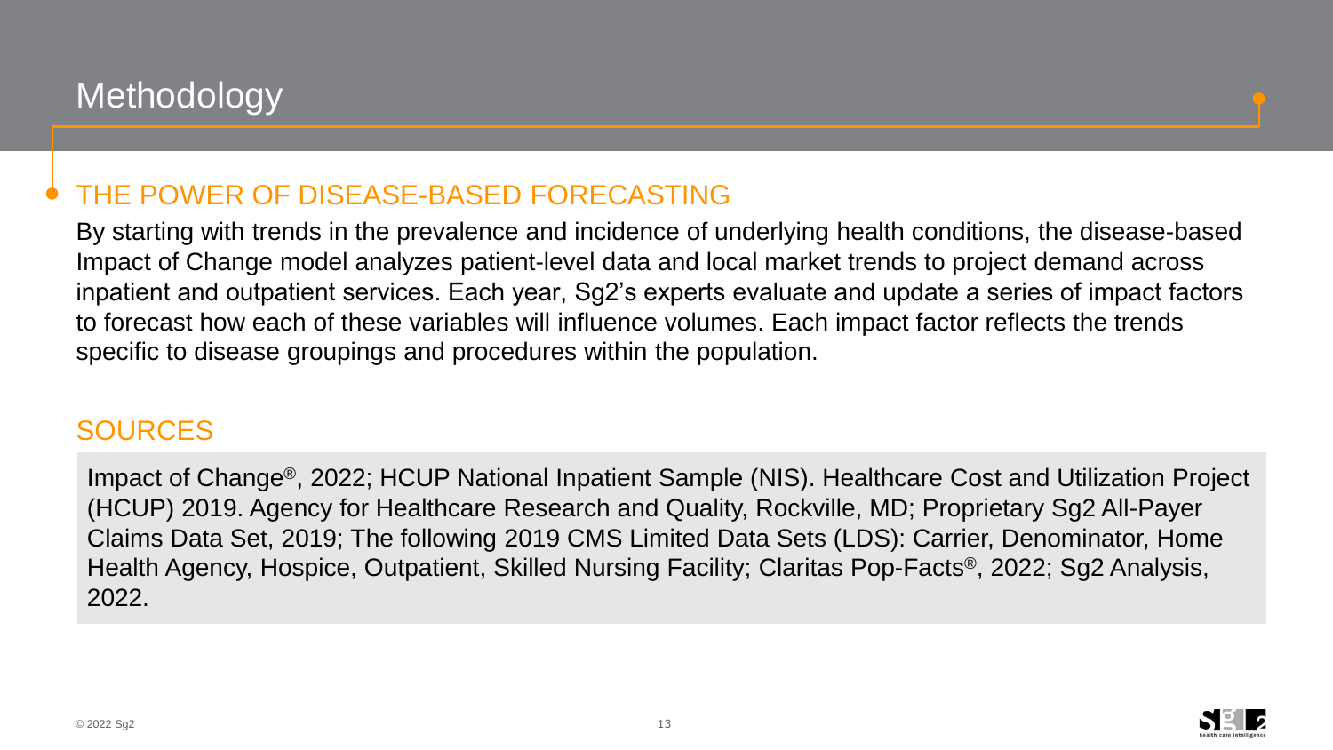# Methodology

## THE POWER OF DISEASE-BASED FORECASTING

By starting with trends in the prevalence and incidence of underlying health conditions, the disease-based Impact of Change model analyzes patient-level data and local market trends to project demand across inpatient and outpatient services. Each year, Sg2's experts evaluate and update a series of impact factors to forecast how each of these variables will influence volumes. Each impact factor reflects the trends specific to disease groupings and procedures within the population.

## SOURCES

Impact of Change®, 2022; HCUP National Inpatient Sample (NIS). Healthcare Cost and Utilization Project (HCUP) 2019. Agency for Healthcare Research and Quality, Rockville, MD; Proprietary Sg2 All-Payer Claims Data Set, 2019; The following 2019 CMS Limited Data Sets (LDS): Carrier, Denominator, Home Health Agency, Hospice, Outpatient, Skilled Nursing Facility; Claritas Pop-Facts®, 2022; Sg2 Analysis, 2022.

© 2022 Sg2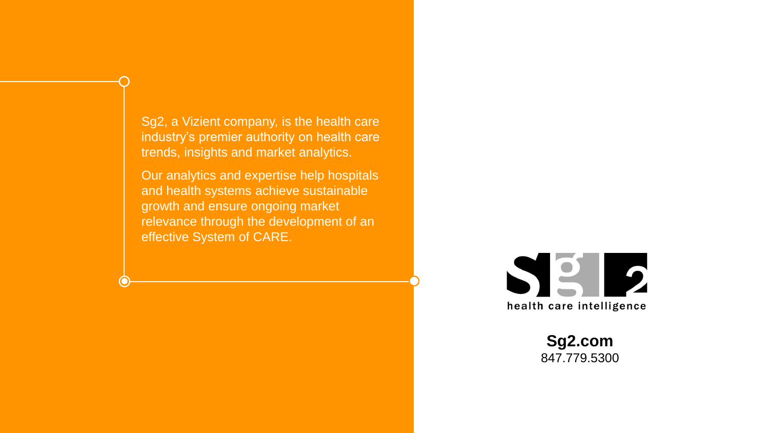Sg2, a Vizient company, is the health care industry's premier authority on health care trends, insights and market analytics.

Our analytics and expertise help hospitals and health systems achieve sustainable growth and ensure ongoing market relevance through the development of an effective System of CARE.

health care intelligence

**Sg2.com**
847.779.5300